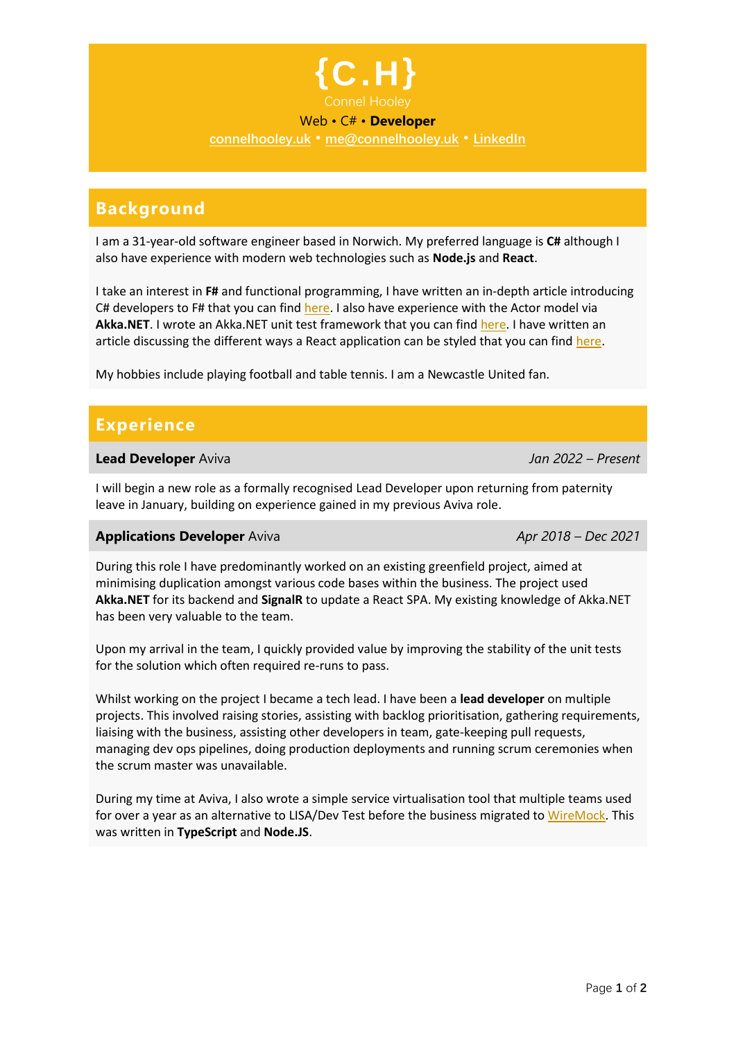# {C.H}

Connel Hooley

Web • C# • **Developer**

connelhooley.uk • me@connelhooley.uk • LinkedIn

## Background

I am a 31-year-old software engineer based in Norwich. My preferred language is **C#** although I also have experience with modern web technologies such as **Node.js** and **React**.

I take an interest in **F#** and functional programming, I have written an in-depth article introducing C# developers to F# that you can find here. I also have experience with the Actor model via **Akka.NET**. I wrote an Akka.NET unit test framework that you can find here. I have written an article discussing the different ways a React application can be styled that you can find here.

My hobbies include playing football and table tennis. I am a Newcastle United fan.

## Experience

### **Lead Developer** Aviva — *Jan 2022 – Present*

I will begin a new role as a formally recognised Lead Developer upon returning from paternity leave in January, building on experience gained in my previous Aviva role.

### **Applications Developer** Aviva — *Apr 2018 – Dec 2021*

During this role I have predominantly worked on an existing greenfield project, aimed at minimising duplication amongst various code bases within the business. The project used **Akka.NET** for its backend and **SignalR** to update a React SPA. My existing knowledge of Akka.NET has been very valuable to the team.

Upon my arrival in the team, I quickly provided value by improving the stability of the unit tests for the solution which often required re-runs to pass.

Whilst working on the project I became a tech lead. I have been a **lead developer** on multiple projects. This involved raising stories, assisting with backlog prioritisation, gathering requirements, liaising with the business, assisting other developers in team, gate-keeping pull requests, managing dev ops pipelines, doing production deployments and running scrum ceremonies when the scrum master was unavailable.

During my time at Aviva, I also wrote a simple service virtualisation tool that multiple teams used for over a year as an alternative to LISA/Dev Test before the business migrated to WireMock. This was written in **TypeScript** and **Node.JS**.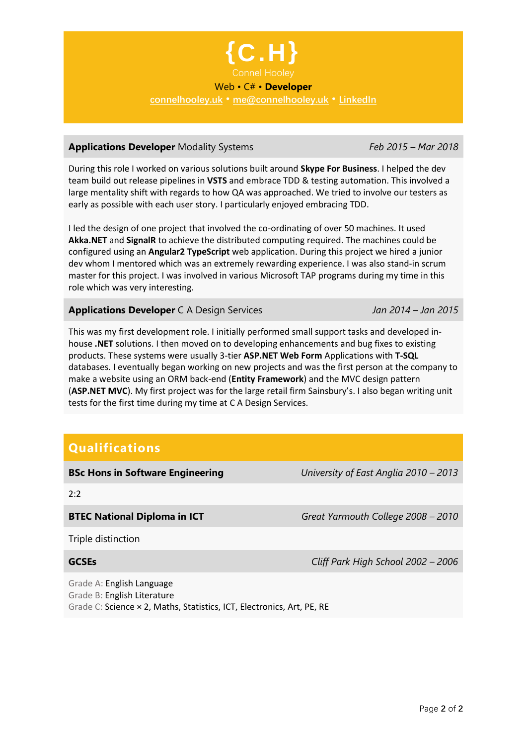# {C.H}

Connel Hooley

Web • C# • **Developer**

connelhooley.uk • me@connelhooley.uk • LinkedIn

**Applications Developer** Modality Systems — *Feb 2015 – Mar 2018*

During this role I worked on various solutions built around **Skype For Business**. I helped the dev team build out release pipelines in **VSTS** and embrace TDD & testing automation. This involved a large mentality shift with regards to how QA was approached. We tried to involve our testers as early as possible with each user story. I particularly enjoyed embracing TDD.

I led the design of one project that involved the co-ordinating of over 50 machines. It used **Akka.NET** and **SignalR** to achieve the distributed computing required. The machines could be configured using an **Angular2 TypeScript** web application. During this project we hired a junior dev whom I mentored which was an extremely rewarding experience. I was also stand-in scrum master for this project. I was involved in various Microsoft TAP programs during my time in this role which was very interesting.

**Applications Developer** C A Design Services — *Jan 2014 – Jan 2015*

This was my first development role. I initially performed small support tasks and developed in-house **.NET** solutions. I then moved on to developing enhancements and bug fixes to existing products. These systems were usually 3-tier **ASP.NET Web Form** Applications with **T-SQL** databases. I eventually began working on new projects and was the first person at the company to make a website using an ORM back-end (**Entity Framework**) and the MVC design pattern (**ASP.NET MVC**). My first project was for the large retail firm Sainsbury's. I also began writing unit tests for the first time during my time at C A Design Services.

## Qualifications

**BSc Hons in Software Engineering** — *University of East Anglia 2010 – 2013*

2:2

**BTEC National Diploma in ICT** — *Great Yarmouth College 2008 – 2010*

Triple distinction

**GCSEs** — *Cliff Park High School 2002 – 2006*

Grade A: English Language
Grade B: English Literature
Grade C: Science × 2, Maths, Statistics, ICT, Electronics, Art, PE, RE